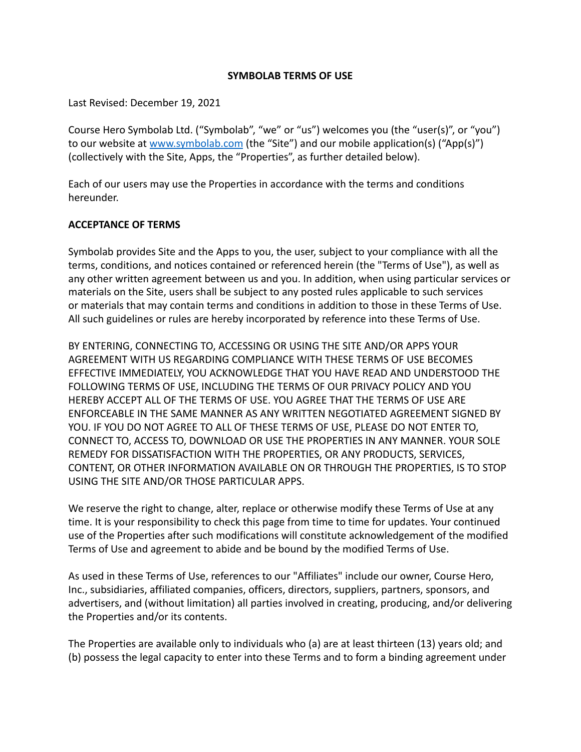# SYMBOLAB TERMS OF USE

Last Revised: December 19, 2021

Course Hero Symbolab Ltd. ("Symbolab", "we" or "us") welcomes you (the "user(s)", or "you") to our website at [www.symbolab.com](http://www.symbolab.com) (the "Site") and our mobile application(s) ("App(s)") (collectively with the Site, Apps, the "Properties", as further detailed below).

Each of our users may use the Properties in accordance with the terms and conditions hereunder.

## ACCEPTANCE OF TERMS

Symbolab provides Site and the Apps to you, the user, subject to your compliance with all the terms, conditions, and notices contained or referenced herein (the "Terms of Use"), as well as any other written agreement between us and you. In addition, when using particular services or materials on the Site, users shall be subject to any posted rules applicable to such services or materials that may contain terms and conditions in addition to those in these Terms of Use. All such guidelines or rules are hereby incorporated by reference into these Terms of Use.

BY ENTERING, CONNECTING TO, ACCESSING OR USING THE SITE AND/OR APPS YOUR AGREEMENT WITH US REGARDING COMPLIANCE WITH THESE TERMS OF USE BECOMES EFFECTIVE IMMEDIATELY, YOU ACKNOWLEDGE THAT YOU HAVE READ AND UNDERSTOOD THE FOLLOWING TERMS OF USE, INCLUDING THE TERMS OF OUR PRIVACY POLICY AND YOU HEREBY ACCEPT ALL OF THE TERMS OF USE. YOU AGREE THAT THE TERMS OF USE ARE ENFORCEABLE IN THE SAME MANNER AS ANY WRITTEN NEGOTIATED AGREEMENT SIGNED BY YOU. IF YOU DO NOT AGREE TO ALL OF THESE TERMS OF USE, PLEASE DO NOT ENTER TO, CONNECT TO, ACCESS TO, DOWNLOAD OR USE THE PROPERTIES IN ANY MANNER. YOUR SOLE REMEDY FOR DISSATISFACTION WITH THE PROPERTIES, OR ANY PRODUCTS, SERVICES, CONTENT, OR OTHER INFORMATION AVAILABLE ON OR THROUGH THE PROPERTIES, IS TO STOP USING THE SITE AND/OR THOSE PARTICULAR APPS.

We reserve the right to change, alter, replace or otherwise modify these Terms of Use at any time. It is your responsibility to check this page from time to time for updates. Your continued use of the Properties after such modifications will constitute acknowledgement of the modified Terms of Use and agreement to abide and be bound by the modified Terms of Use.

As used in these Terms of Use, references to our "Affiliates" include our owner, Course Hero, Inc., subsidiaries, affiliated companies, officers, directors, suppliers, partners, sponsors, and advertisers, and (without limitation) all parties involved in creating, producing, and/or delivering the Properties and/or its contents.

The Properties are available only to individuals who (a) are at least thirteen (13) years old; and (b) possess the legal capacity to enter into these Terms and to form a binding agreement under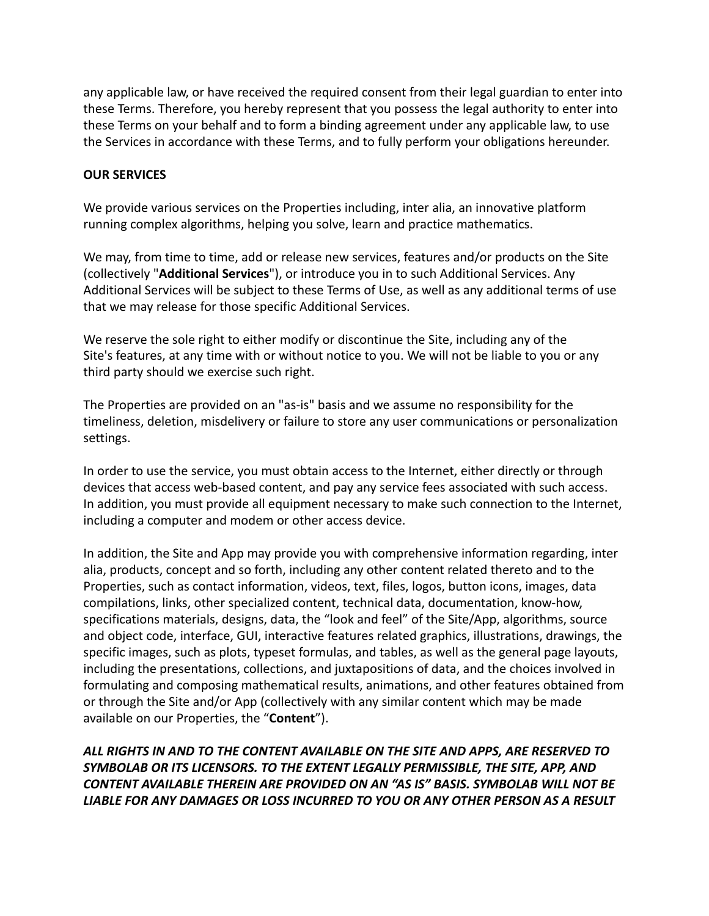any applicable law, or have received the required consent from their legal guardian to enter into these Terms. Therefore, you hereby represent that you possess the legal authority to enter into these Terms on your behalf and to form a binding agreement under any applicable law, to use the Services in accordance with these Terms, and to fully perform your obligations hereunder.

**OUR SERVICES**

We provide various services on the Properties including, inter alia, an innovative platform running complex algorithms, helping you solve, learn and practice mathematics.

We may, from time to time, add or release new services, features and/or products on the Site (collectively "**Additional Services**"), or introduce you in to such Additional Services. Any Additional Services will be subject to these Terms of Use, as well as any additional terms of use that we may release for those specific Additional Services.

We reserve the sole right to either modify or discontinue the Site, including any of the Site's features, at any time with or without notice to you. We will not be liable to you or any third party should we exercise such right.

The Properties are provided on an "as-is" basis and we assume no responsibility for the timeliness, deletion, misdelivery or failure to store any user communications or personalization settings.

In order to use the service, you must obtain access to the Internet, either directly or through devices that access web-based content, and pay any service fees associated with such access. In addition, you must provide all equipment necessary to make such connection to the Internet, including a computer and modem or other access device.

In addition, the Site and App may provide you with comprehensive information regarding, inter alia, products, concept and so forth, including any other content related thereto and to the Properties, such as contact information, videos, text, files, logos, button icons, images, data compilations, links, other specialized content, technical data, documentation, know-how, specifications materials, designs, data, the "look and feel" of the Site/App, algorithms, source and object code, interface, GUI, interactive features related graphics, illustrations, drawings, the specific images, such as plots, typeset formulas, and tables, as well as the general page layouts, including the presentations, collections, and juxtapositions of data, and the choices involved in formulating and composing mathematical results, animations, and other features obtained from or through the Site and/or App (collectively with any similar content which may be made available on our Properties, the "**Content**").

***ALL RIGHTS IN AND TO THE CONTENT AVAILABLE ON THE SITE AND APPS, ARE RESERVED TO SYMBOLAB OR ITS LICENSORS. TO THE EXTENT LEGALLY PERMISSIBLE, THE SITE, APP, AND CONTENT AVAILABLE THEREIN ARE PROVIDED ON AN "AS IS" BASIS. SYMBOLAB WILL NOT BE LIABLE FOR ANY DAMAGES OR LOSS INCURRED TO YOU OR ANY OTHER PERSON AS A RESULT***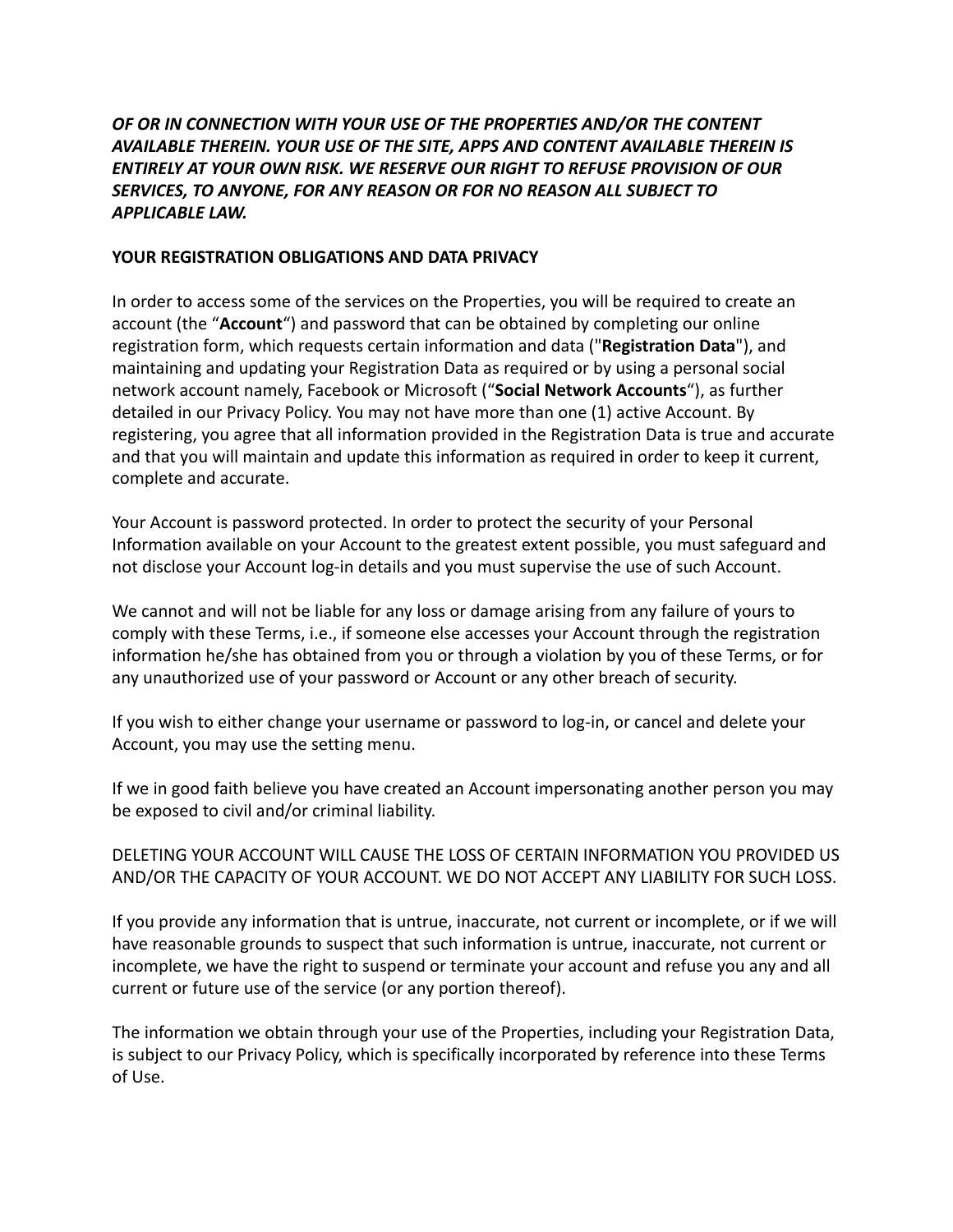***OF OR IN CONNECTION WITH YOUR USE OF THE PROPERTIES AND/OR THE CONTENT AVAILABLE THEREIN. YOUR USE OF THE SITE, APPS AND CONTENT AVAILABLE THEREIN IS ENTIRELY AT YOUR OWN RISK. WE RESERVE OUR RIGHT TO REFUSE PROVISION OF OUR SERVICES, TO ANYONE, FOR ANY REASON OR FOR NO REASON ALL SUBJECT TO APPLICABLE LAW.***

**YOUR REGISTRATION OBLIGATIONS AND DATA PRIVACY**

In order to access some of the services on the Properties, you will be required to create an account (the "**Account**") and password that can be obtained by completing our online registration form, which requests certain information and data ("**Registration Data**"), and maintaining and updating your Registration Data as required or by using a personal social network account namely, Facebook or Microsoft ("**Social Network Accounts**"), as further detailed in our Privacy Policy. You may not have more than one (1) active Account. By registering, you agree that all information provided in the Registration Data is true and accurate and that you will maintain and update this information as required in order to keep it current, complete and accurate.

Your Account is password protected. In order to protect the security of your Personal Information available on your Account to the greatest extent possible, you must safeguard and not disclose your Account log-in details and you must supervise the use of such Account.

We cannot and will not be liable for any loss or damage arising from any failure of yours to comply with these Terms, i.e., if someone else accesses your Account through the registration information he/she has obtained from you or through a violation by you of these Terms, or for any unauthorized use of your password or Account or any other breach of security.

If you wish to either change your username or password to log-in, or cancel and delete your Account, you may use the setting menu.

If we in good faith believe you have created an Account impersonating another person you may be exposed to civil and/or criminal liability.

DELETING YOUR ACCOUNT WILL CAUSE THE LOSS OF CERTAIN INFORMATION YOU PROVIDED US AND/OR THE CAPACITY OF YOUR ACCOUNT. WE DO NOT ACCEPT ANY LIABILITY FOR SUCH LOSS.

If you provide any information that is untrue, inaccurate, not current or incomplete, or if we will have reasonable grounds to suspect that such information is untrue, inaccurate, not current or incomplete, we have the right to suspend or terminate your account and refuse you any and all current or future use of the service (or any portion thereof).

The information we obtain through your use of the Properties, including your Registration Data, is subject to our Privacy Policy, which is specifically incorporated by reference into these Terms of Use.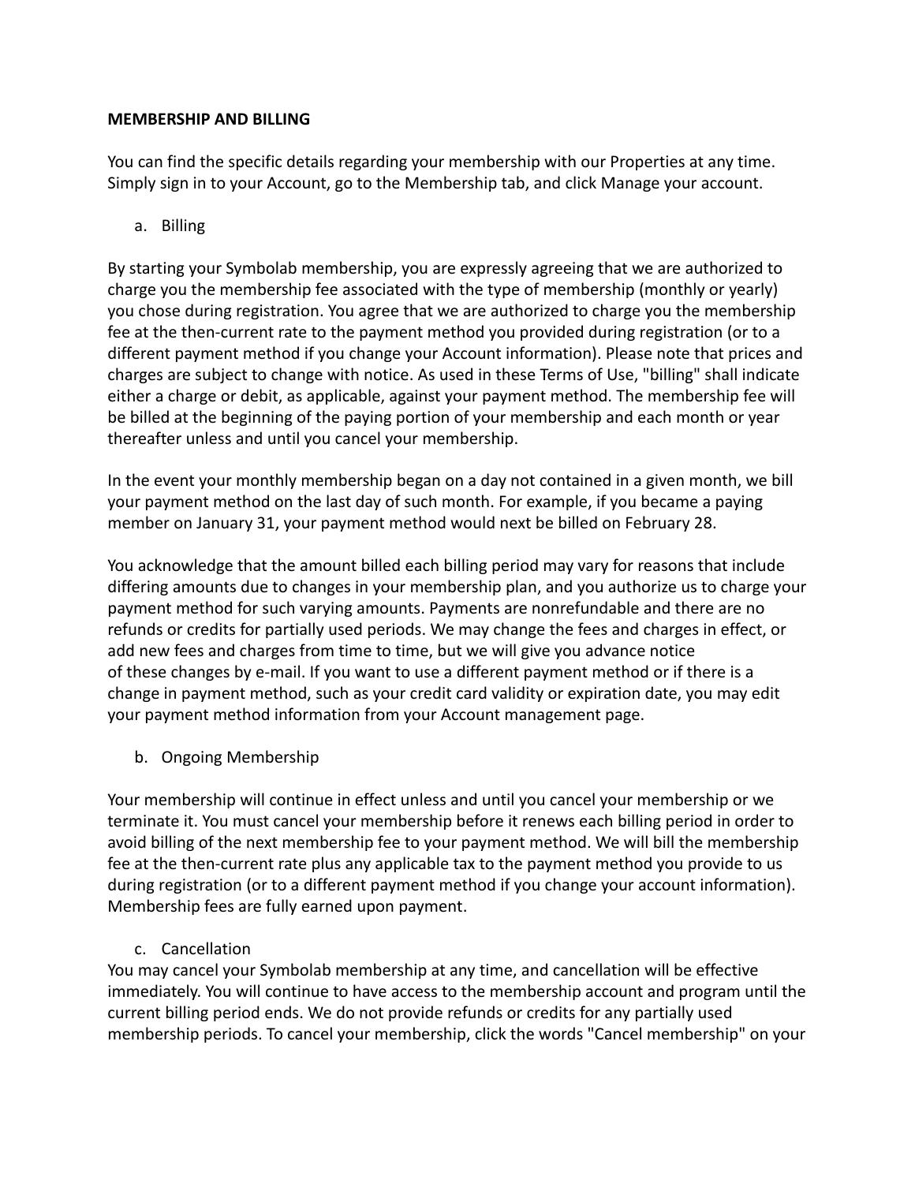**MEMBERSHIP AND BILLING**

You can find the specific details regarding your membership with our Properties at any time. Simply sign in to your Account, go to the Membership tab, and click Manage your account.

a. Billing

By starting your Symbolab membership, you are expressly agreeing that we are authorized to charge you the membership fee associated with the type of membership (monthly or yearly) you chose during registration. You agree that we are authorized to charge you the membership fee at the then-current rate to the payment method you provided during registration (or to a different payment method if you change your Account information). Please note that prices and charges are subject to change with notice. As used in these Terms of Use, "billing" shall indicate either a charge or debit, as applicable, against your payment method. The membership fee will be billed at the beginning of the paying portion of your membership and each month or year thereafter unless and until you cancel your membership.

In the event your monthly membership began on a day not contained in a given month, we bill your payment method on the last day of such month. For example, if you became a paying member on January 31, your payment method would next be billed on February 28.

You acknowledge that the amount billed each billing period may vary for reasons that include differing amounts due to changes in your membership plan, and you authorize us to charge your payment method for such varying amounts. Payments are nonrefundable and there are no refunds or credits for partially used periods. We may change the fees and charges in effect, or add new fees and charges from time to time, but we will give you advance notice of these changes by e-mail. If you want to use a different payment method or if there is a change in payment method, such as your credit card validity or expiration date, you may edit your payment method information from your Account management page.

b. Ongoing Membership

Your membership will continue in effect unless and until you cancel your membership or we terminate it. You must cancel your membership before it renews each billing period in order to avoid billing of the next membership fee to your payment method. We will bill the membership fee at the then-current rate plus any applicable tax to the payment method you provide to us during registration (or to a different payment method if you change your account information). Membership fees are fully earned upon payment.

c. Cancellation

You may cancel your Symbolab membership at any time, and cancellation will be effective immediately. You will continue to have access to the membership account and program until the current billing period ends. We do not provide refunds or credits for any partially used membership periods. To cancel your membership, click the words "Cancel membership" on your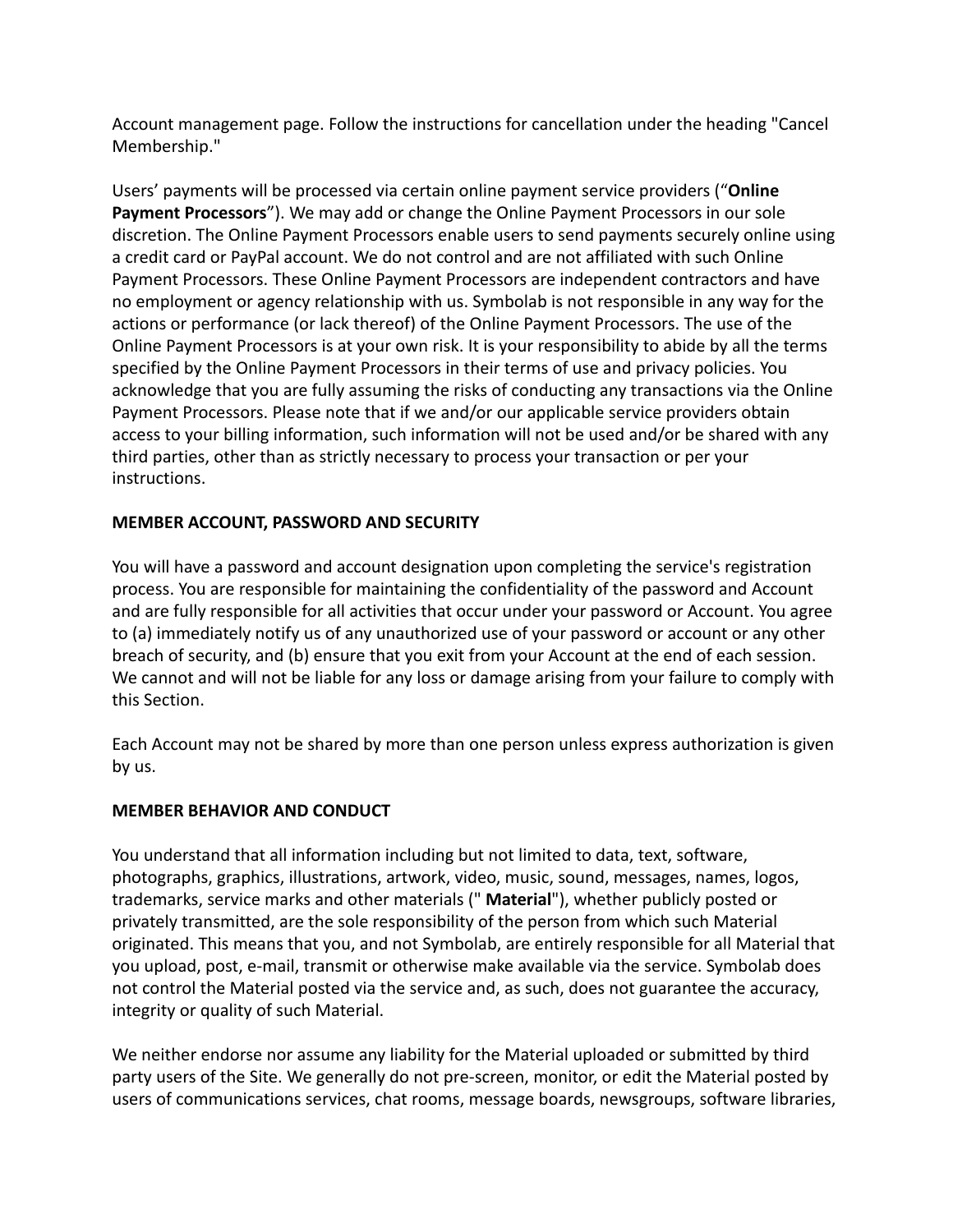Account management page. Follow the instructions for cancellation under the heading "Cancel Membership."

Users' payments will be processed via certain online payment service providers ("**Online Payment Processors**"). We may add or change the Online Payment Processors in our sole discretion. The Online Payment Processors enable users to send payments securely online using a credit card or PayPal account. We do not control and are not affiliated with such Online Payment Processors. These Online Payment Processors are independent contractors and have no employment or agency relationship with us. Symbolab is not responsible in any way for the actions or performance (or lack thereof) of the Online Payment Processors. The use of the Online Payment Processors is at your own risk. It is your responsibility to abide by all the terms specified by the Online Payment Processors in their terms of use and privacy policies. You acknowledge that you are fully assuming the risks of conducting any transactions via the Online Payment Processors. Please note that if we and/or our applicable service providers obtain access to your billing information, such information will not be used and/or be shared with any third parties, other than as strictly necessary to process your transaction or per your instructions.

**MEMBER ACCOUNT, PASSWORD AND SECURITY**

You will have a password and account designation upon completing the service's registration process. You are responsible for maintaining the confidentiality of the password and Account and are fully responsible for all activities that occur under your password or Account. You agree to (a) immediately notify us of any unauthorized use of your password or account or any other breach of security, and (b) ensure that you exit from your Account at the end of each session. We cannot and will not be liable for any loss or damage arising from your failure to comply with this Section.

Each Account may not be shared by more than one person unless express authorization is given by us.

**MEMBER BEHAVIOR AND CONDUCT**

You understand that all information including but not limited to data, text, software, photographs, graphics, illustrations, artwork, video, music, sound, messages, names, logos, trademarks, service marks and other materials (" **Material**"), whether publicly posted or privately transmitted, are the sole responsibility of the person from which such Material originated. This means that you, and not Symbolab, are entirely responsible for all Material that you upload, post, e-mail, transmit or otherwise make available via the service. Symbolab does not control the Material posted via the service and, as such, does not guarantee the accuracy, integrity or quality of such Material.

We neither endorse nor assume any liability for the Material uploaded or submitted by third party users of the Site. We generally do not pre-screen, monitor, or edit the Material posted by users of communications services, chat rooms, message boards, newsgroups, software libraries,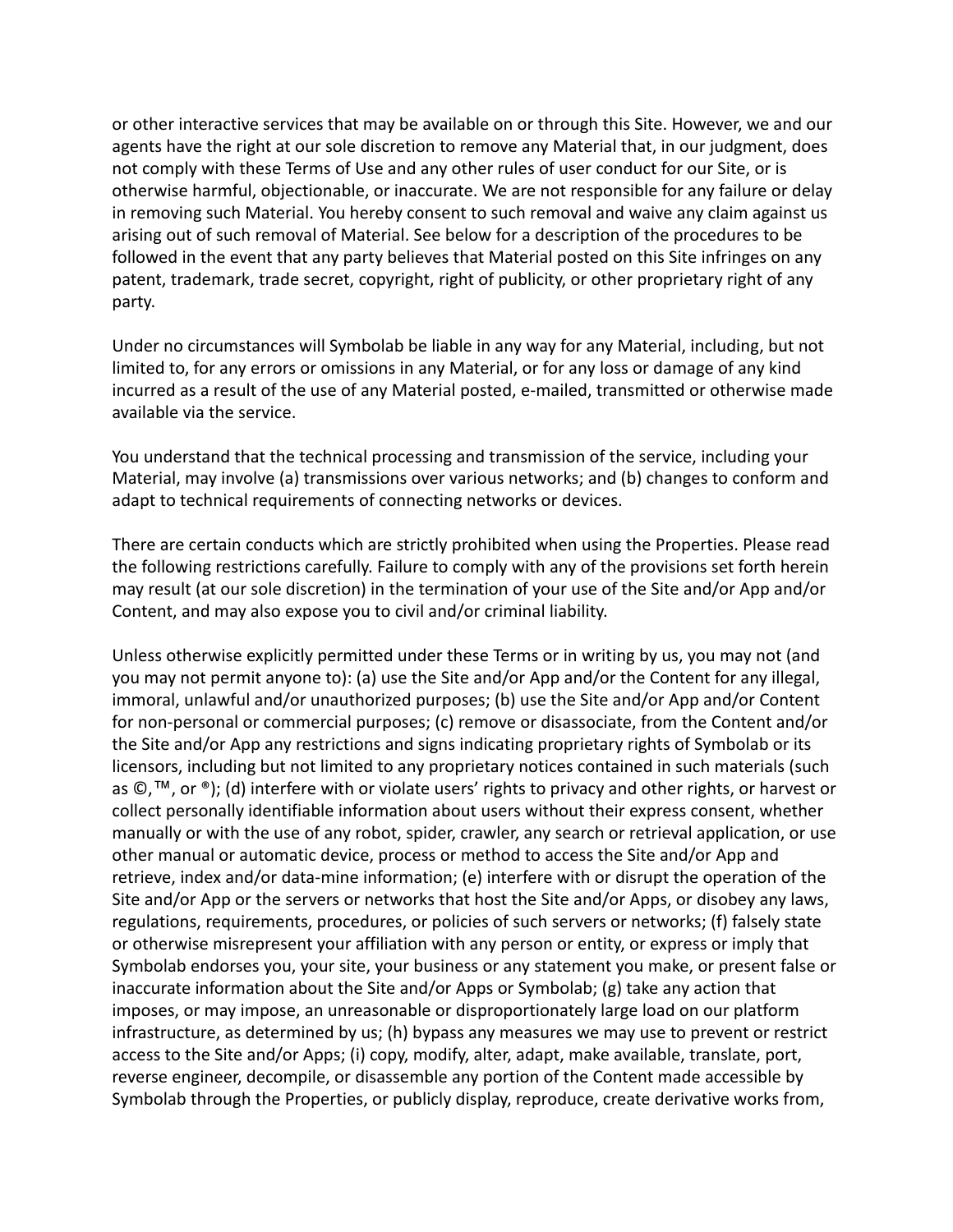or other interactive services that may be available on or through this Site. However, we and our agents have the right at our sole discretion to remove any Material that, in our judgment, does not comply with these Terms of Use and any other rules of user conduct for our Site, or is otherwise harmful, objectionable, or inaccurate. We are not responsible for any failure or delay in removing such Material. You hereby consent to such removal and waive any claim against us arising out of such removal of Material. See below for a description of the procedures to be followed in the event that any party believes that Material posted on this Site infringes on any patent, trademark, trade secret, copyright, right of publicity, or other proprietary right of any party.

Under no circumstances will Symbolab be liable in any way for any Material, including, but not limited to, for any errors or omissions in any Material, or for any loss or damage of any kind incurred as a result of the use of any Material posted, e-mailed, transmitted or otherwise made available via the service.

You understand that the technical processing and transmission of the service, including your Material, may involve (a) transmissions over various networks; and (b) changes to conform and adapt to technical requirements of connecting networks or devices.

There are certain conducts which are strictly prohibited when using the Properties. Please read the following restrictions carefully. Failure to comply with any of the provisions set forth herein may result (at our sole discretion) in the termination of your use of the Site and/or App and/or Content, and may also expose you to civil and/or criminal liability.

Unless otherwise explicitly permitted under these Terms or in writing by us, you may not (and you may not permit anyone to): (a) use the Site and/or App and/or the Content for any illegal, immoral, unlawful and/or unauthorized purposes; (b) use the Site and/or App and/or Content for non-personal or commercial purposes; (c) remove or disassociate, from the Content and/or the Site and/or App any restrictions and signs indicating proprietary rights of Symbolab or its licensors, including but not limited to any proprietary notices contained in such materials (such as ©,™, or ®); (d) interfere with or violate users' rights to privacy and other rights, or harvest or collect personally identifiable information about users without their express consent, whether manually or with the use of any robot, spider, crawler, any search or retrieval application, or use other manual or automatic device, process or method to access the Site and/or App and retrieve, index and/or data-mine information; (e) interfere with or disrupt the operation of the Site and/or App or the servers or networks that host the Site and/or Apps, or disobey any laws, regulations, requirements, procedures, or policies of such servers or networks; (f) falsely state or otherwise misrepresent your affiliation with any person or entity, or express or imply that Symbolab endorses you, your site, your business or any statement you make, or present false or inaccurate information about the Site and/or Apps or Symbolab; (g) take any action that imposes, or may impose, an unreasonable or disproportionately large load on our platform infrastructure, as determined by us; (h) bypass any measures we may use to prevent or restrict access to the Site and/or Apps; (i) copy, modify, alter, adapt, make available, translate, port, reverse engineer, decompile, or disassemble any portion of the Content made accessible by Symbolab through the Properties, or publicly display, reproduce, create derivative works from,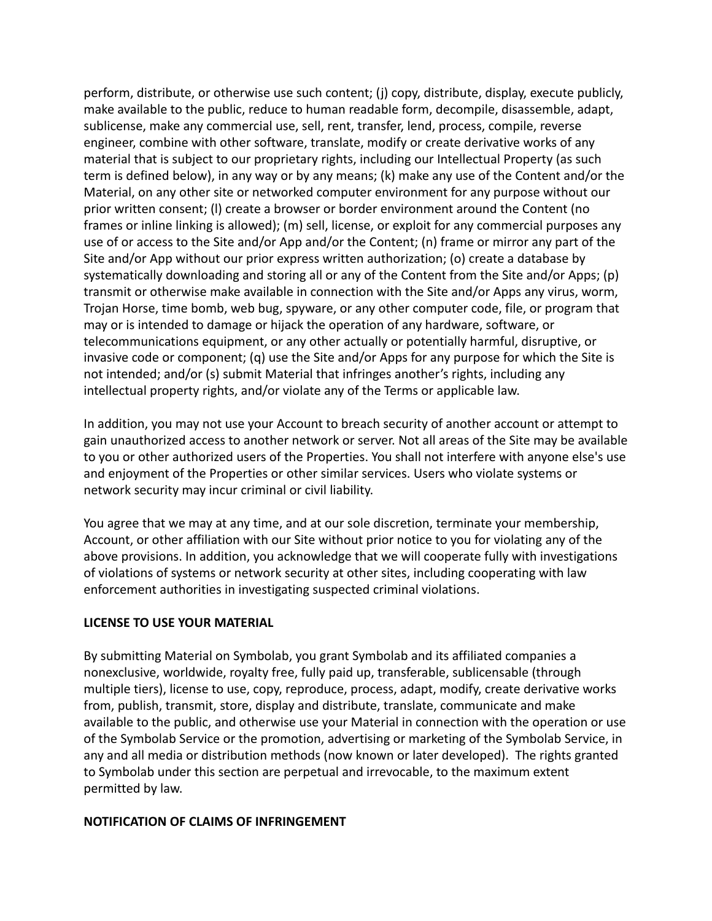perform, distribute, or otherwise use such content; (j) copy, distribute, display, execute publicly, make available to the public, reduce to human readable form, decompile, disassemble, adapt, sublicense, make any commercial use, sell, rent, transfer, lend, process, compile, reverse engineer, combine with other software, translate, modify or create derivative works of any material that is subject to our proprietary rights, including our Intellectual Property (as such term is defined below), in any way or by any means; (k) make any use of the Content and/or the Material, on any other site or networked computer environment for any purpose without our prior written consent; (l) create a browser or border environment around the Content (no frames or inline linking is allowed); (m) sell, license, or exploit for any commercial purposes any use of or access to the Site and/or App and/or the Content; (n) frame or mirror any part of the Site and/or App without our prior express written authorization; (o) create a database by systematically downloading and storing all or any of the Content from the Site and/or Apps; (p) transmit or otherwise make available in connection with the Site and/or Apps any virus, worm, Trojan Horse, time bomb, web bug, spyware, or any other computer code, file, or program that may or is intended to damage or hijack the operation of any hardware, software, or telecommunications equipment, or any other actually or potentially harmful, disruptive, or invasive code or component; (q) use the Site and/or Apps for any purpose for which the Site is not intended; and/or (s) submit Material that infringes another's rights, including any intellectual property rights, and/or violate any of the Terms or applicable law.

In addition, you may not use your Account to breach security of another account or attempt to gain unauthorized access to another network or server. Not all areas of the Site may be available to you or other authorized users of the Properties. You shall not interfere with anyone else's use and enjoyment of the Properties or other similar services. Users who violate systems or network security may incur criminal or civil liability.

You agree that we may at any time, and at our sole discretion, terminate your membership, Account, or other affiliation with our Site without prior notice to you for violating any of the above provisions. In addition, you acknowledge that we will cooperate fully with investigations of violations of systems or network security at other sites, including cooperating with law enforcement authorities in investigating suspected criminal violations.

**LICENSE TO USE YOUR MATERIAL**

By submitting Material on Symbolab, you grant Symbolab and its affiliated companies a nonexclusive, worldwide, royalty free, fully paid up, transferable, sublicensable (through multiple tiers), license to use, copy, reproduce, process, adapt, modify, create derivative works from, publish, transmit, store, display and distribute, translate, communicate and make available to the public, and otherwise use your Material in connection with the operation or use of the Symbolab Service or the promotion, advertising or marketing of the Symbolab Service, in any and all media or distribution methods (now known or later developed). The rights granted to Symbolab under this section are perpetual and irrevocable, to the maximum extent permitted by law.

**NOTIFICATION OF CLAIMS OF INFRINGEMENT**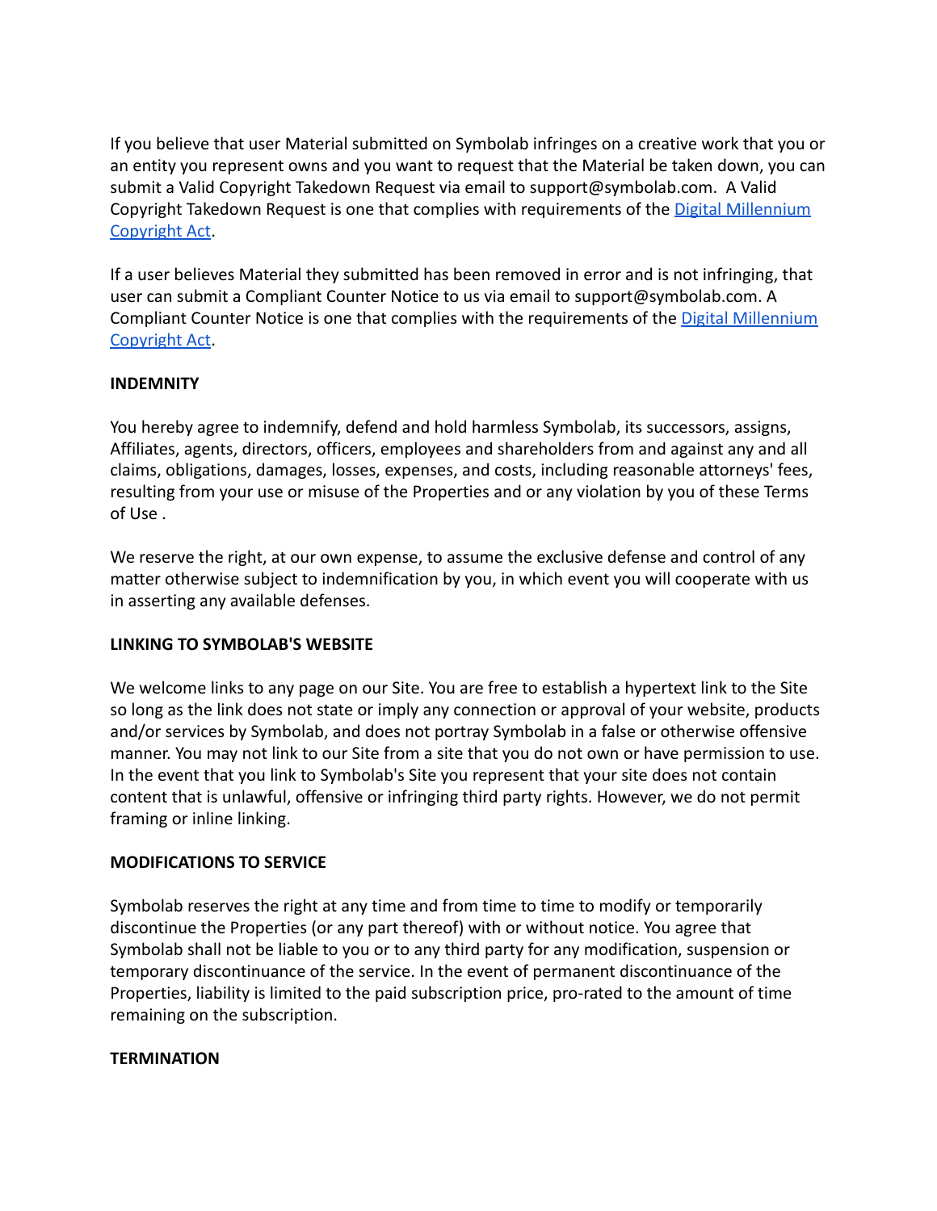If you believe that user Material submitted on Symbolab infringes on a creative work that you or an entity you represent owns and you want to request that the Material be taken down, you can submit a Valid Copyright Takedown Request via email to support@symbolab.com. A Valid Copyright Takedown Request is one that complies with requirements of the [Digital Millennium Copyright Act](#).

If a user believes Material they submitted has been removed in error and is not infringing, that user can submit a Compliant Counter Notice to us via email to support@symbolab.com. A Compliant Counter Notice is one that complies with the requirements of the [Digital Millennium Copyright Act](#).

**INDEMNITY**

You hereby agree to indemnify, defend and hold harmless Symbolab, its successors, assigns, Affiliates, agents, directors, officers, employees and shareholders from and against any and all claims, obligations, damages, losses, expenses, and costs, including reasonable attorneys' fees, resulting from your use or misuse of the Properties and or any violation by you of these Terms of Use .

We reserve the right, at our own expense, to assume the exclusive defense and control of any matter otherwise subject to indemnification by you, in which event you will cooperate with us in asserting any available defenses.

**LINKING TO SYMBOLAB'S WEBSITE**

We welcome links to any page on our Site. You are free to establish a hypertext link to the Site so long as the link does not state or imply any connection or approval of your website, products and/or services by Symbolab, and does not portray Symbolab in a false or otherwise offensive manner. You may not link to our Site from a site that you do not own or have permission to use. In the event that you link to Symbolab's Site you represent that your site does not contain content that is unlawful, offensive or infringing third party rights. However, we do not permit framing or inline linking.

**MODIFICATIONS TO SERVICE**

Symbolab reserves the right at any time and from time to time to modify or temporarily discontinue the Properties (or any part thereof) with or without notice. You agree that Symbolab shall not be liable to you or to any third party for any modification, suspension or temporary discontinuance of the service. In the event of permanent discontinuance of the Properties, liability is limited to the paid subscription price, pro-rated to the amount of time remaining on the subscription.

**TERMINATION**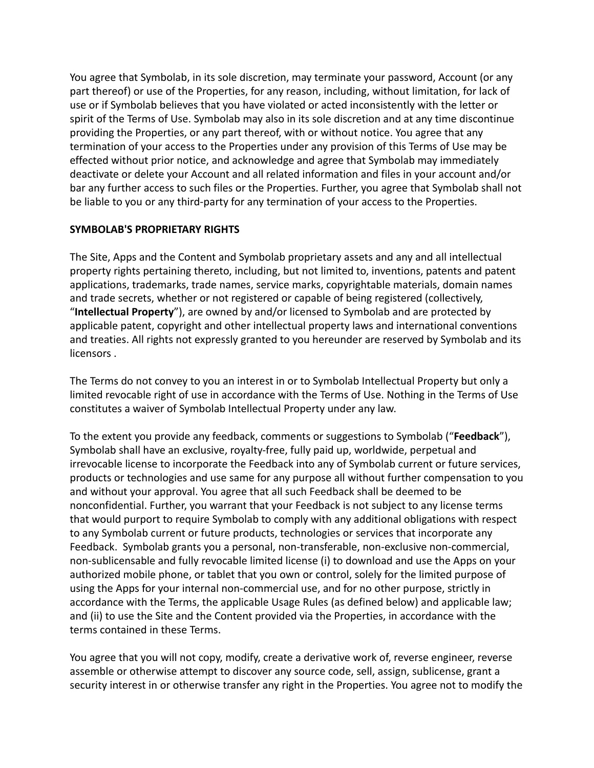You agree that Symbolab, in its sole discretion, may terminate your password, Account (or any part thereof) or use of the Properties, for any reason, including, without limitation, for lack of use or if Symbolab believes that you have violated or acted inconsistently with the letter or spirit of the Terms of Use. Symbolab may also in its sole discretion and at any time discontinue providing the Properties, or any part thereof, with or without notice. You agree that any termination of your access to the Properties under any provision of this Terms of Use may be effected without prior notice, and acknowledge and agree that Symbolab may immediately deactivate or delete your Account and all related information and files in your account and/or bar any further access to such files or the Properties. Further, you agree that Symbolab shall not be liable to you or any third-party for any termination of your access to the Properties.

**SYMBOLAB'S PROPRIETARY RIGHTS**

The Site, Apps and the Content and Symbolab proprietary assets and any and all intellectual property rights pertaining thereto, including, but not limited to, inventions, patents and patent applications, trademarks, trade names, service marks, copyrightable materials, domain names and trade secrets, whether or not registered or capable of being registered (collectively, "**Intellectual Property**"), are owned by and/or licensed to Symbolab and are protected by applicable patent, copyright and other intellectual property laws and international conventions and treaties. All rights not expressly granted to you hereunder are reserved by Symbolab and its licensors .

The Terms do not convey to you an interest in or to Symbolab Intellectual Property but only a limited revocable right of use in accordance with the Terms of Use. Nothing in the Terms of Use constitutes a waiver of Symbolab Intellectual Property under any law.

To the extent you provide any feedback, comments or suggestions to Symbolab ("**Feedback**"), Symbolab shall have an exclusive, royalty-free, fully paid up, worldwide, perpetual and irrevocable license to incorporate the Feedback into any of Symbolab current or future services, products or technologies and use same for any purpose all without further compensation to you and without your approval. You agree that all such Feedback shall be deemed to be nonconfidential. Further, you warrant that your Feedback is not subject to any license terms that would purport to require Symbolab to comply with any additional obligations with respect to any Symbolab current or future products, technologies or services that incorporate any Feedback. Symbolab grants you a personal, non-transferable, non-exclusive non-commercial, non-sublicensable and fully revocable limited license (i) to download and use the Apps on your authorized mobile phone, or tablet that you own or control, solely for the limited purpose of using the Apps for your internal non-commercial use, and for no other purpose, strictly in accordance with the Terms, the applicable Usage Rules (as defined below) and applicable law; and (ii) to use the Site and the Content provided via the Properties, in accordance with the terms contained in these Terms.

You agree that you will not copy, modify, create a derivative work of, reverse engineer, reverse assemble or otherwise attempt to discover any source code, sell, assign, sublicense, grant a security interest in or otherwise transfer any right in the Properties. You agree not to modify the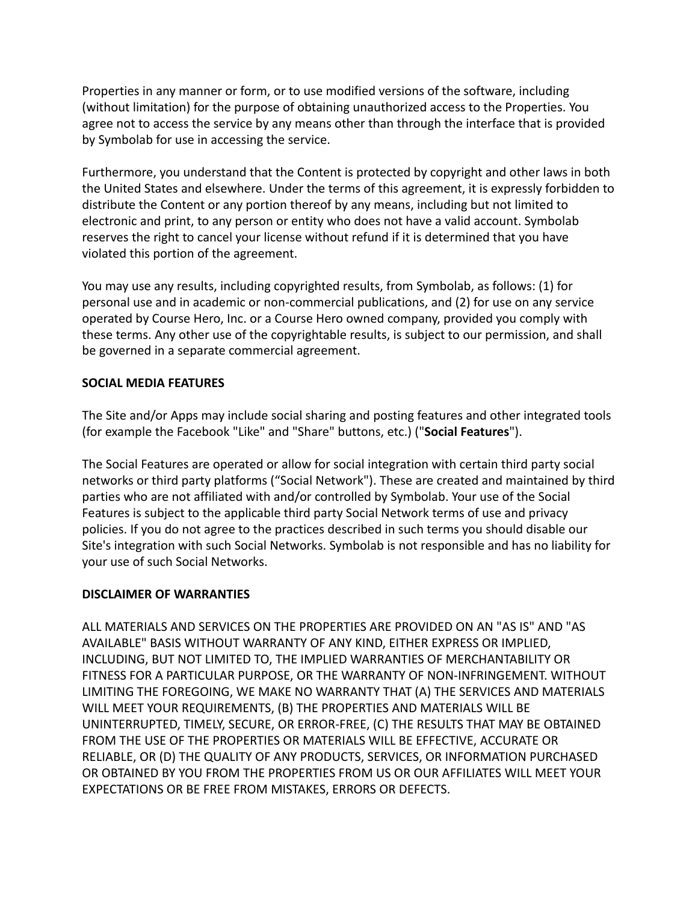Properties in any manner or form, or to use modified versions of the software, including (without limitation) for the purpose of obtaining unauthorized access to the Properties. You agree not to access the service by any means other than through the interface that is provided by Symbolab for use in accessing the service.

Furthermore, you understand that the Content is protected by copyright and other laws in both the United States and elsewhere. Under the terms of this agreement, it is expressly forbidden to distribute the Content or any portion thereof by any means, including but not limited to electronic and print, to any person or entity who does not have a valid account. Symbolab reserves the right to cancel your license without refund if it is determined that you have violated this portion of the agreement.

You may use any results, including copyrighted results, from Symbolab, as follows: (1) for personal use and in academic or non-commercial publications, and (2) for use on any service operated by Course Hero, Inc. or a Course Hero owned company, provided you comply with these terms. Any other use of the copyrightable results, is subject to our permission, and shall be governed in a separate commercial agreement.

**SOCIAL MEDIA FEATURES**

The Site and/or Apps may include social sharing and posting features and other integrated tools (for example the Facebook "Like" and "Share" buttons, etc.) ("**Social Features**").

The Social Features are operated or allow for social integration with certain third party social networks or third party platforms ("Social Network"). These are created and maintained by third parties who are not affiliated with and/or controlled by Symbolab. Your use of the Social Features is subject to the applicable third party Social Network terms of use and privacy policies. If you do not agree to the practices described in such terms you should disable our Site's integration with such Social Networks. Symbolab is not responsible and has no liability for your use of such Social Networks.

**DISCLAIMER OF WARRANTIES**

ALL MATERIALS AND SERVICES ON THE PROPERTIES ARE PROVIDED ON AN "AS IS" AND "AS AVAILABLE" BASIS WITHOUT WARRANTY OF ANY KIND, EITHER EXPRESS OR IMPLIED, INCLUDING, BUT NOT LIMITED TO, THE IMPLIED WARRANTIES OF MERCHANTABILITY OR FITNESS FOR A PARTICULAR PURPOSE, OR THE WARRANTY OF NON-INFRINGEMENT. WITHOUT LIMITING THE FOREGOING, WE MAKE NO WARRANTY THAT (A) THE SERVICES AND MATERIALS WILL MEET YOUR REQUIREMENTS, (B) THE PROPERTIES AND MATERIALS WILL BE UNINTERRUPTED, TIMELY, SECURE, OR ERROR-FREE, (C) THE RESULTS THAT MAY BE OBTAINED FROM THE USE OF THE PROPERTIES OR MATERIALS WILL BE EFFECTIVE, ACCURATE OR RELIABLE, OR (D) THE QUALITY OF ANY PRODUCTS, SERVICES, OR INFORMATION PURCHASED OR OBTAINED BY YOU FROM THE PROPERTIES FROM US OR OUR AFFILIATES WILL MEET YOUR EXPECTATIONS OR BE FREE FROM MISTAKES, ERRORS OR DEFECTS.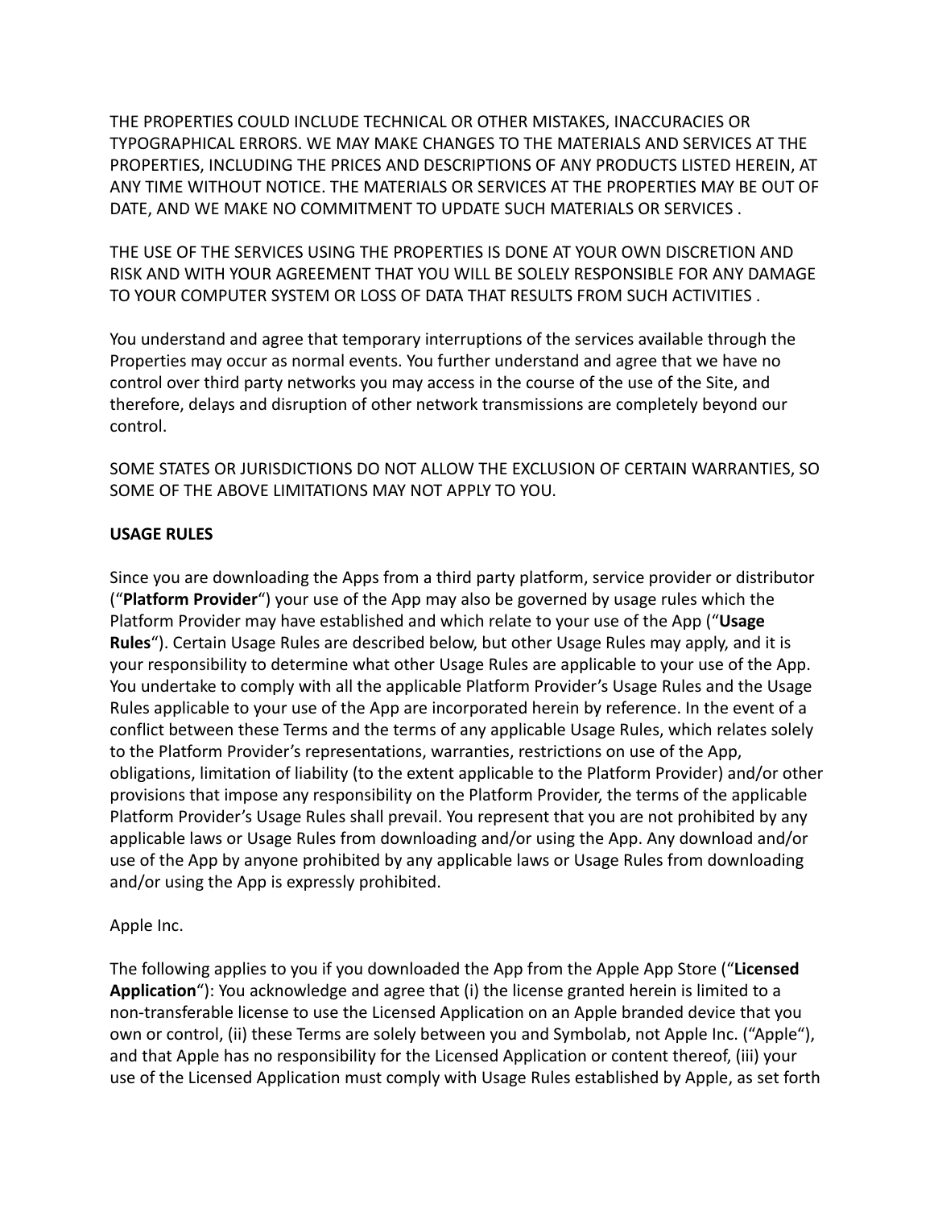THE PROPERTIES COULD INCLUDE TECHNICAL OR OTHER MISTAKES, INACCURACIES OR TYPOGRAPHICAL ERRORS. WE MAY MAKE CHANGES TO THE MATERIALS AND SERVICES AT THE PROPERTIES, INCLUDING THE PRICES AND DESCRIPTIONS OF ANY PRODUCTS LISTED HEREIN, AT ANY TIME WITHOUT NOTICE. THE MATERIALS OR SERVICES AT THE PROPERTIES MAY BE OUT OF DATE, AND WE MAKE NO COMMITMENT TO UPDATE SUCH MATERIALS OR SERVICES .

THE USE OF THE SERVICES USING THE PROPERTIES IS DONE AT YOUR OWN DISCRETION AND RISK AND WITH YOUR AGREEMENT THAT YOU WILL BE SOLELY RESPONSIBLE FOR ANY DAMAGE TO YOUR COMPUTER SYSTEM OR LOSS OF DATA THAT RESULTS FROM SUCH ACTIVITIES .

You understand and agree that temporary interruptions of the services available through the Properties may occur as normal events. You further understand and agree that we have no control over third party networks you may access in the course of the use of the Site, and therefore, delays and disruption of other network transmissions are completely beyond our control.

SOME STATES OR JURISDICTIONS DO NOT ALLOW THE EXCLUSION OF CERTAIN WARRANTIES, SO SOME OF THE ABOVE LIMITATIONS MAY NOT APPLY TO YOU.

**USAGE RULES**

Since you are downloading the Apps from a third party platform, service provider or distributor ("**Platform Provider**") your use of the App may also be governed by usage rules which the Platform Provider may have established and which relate to your use of the App ("**Usage Rules**"). Certain Usage Rules are described below, but other Usage Rules may apply, and it is your responsibility to determine what other Usage Rules are applicable to your use of the App. You undertake to comply with all the applicable Platform Provider's Usage Rules and the Usage Rules applicable to your use of the App are incorporated herein by reference. In the event of a conflict between these Terms and the terms of any applicable Usage Rules, which relates solely to the Platform Provider's representations, warranties, restrictions on use of the App, obligations, limitation of liability (to the extent applicable to the Platform Provider) and/or other provisions that impose any responsibility on the Platform Provider, the terms of the applicable Platform Provider's Usage Rules shall prevail. You represent that you are not prohibited by any applicable laws or Usage Rules from downloading and/or using the App. Any download and/or use of the App by anyone prohibited by any applicable laws or Usage Rules from downloading and/or using the App is expressly prohibited.

Apple Inc.

The following applies to you if you downloaded the App from the Apple App Store ("**Licensed Application**"): You acknowledge and agree that (i) the license granted herein is limited to a non-transferable license to use the Licensed Application on an Apple branded device that you own or control, (ii) these Terms are solely between you and Symbolab, not Apple Inc. ("Apple"), and that Apple has no responsibility for the Licensed Application or content thereof, (iii) your use of the Licensed Application must comply with Usage Rules established by Apple, as set forth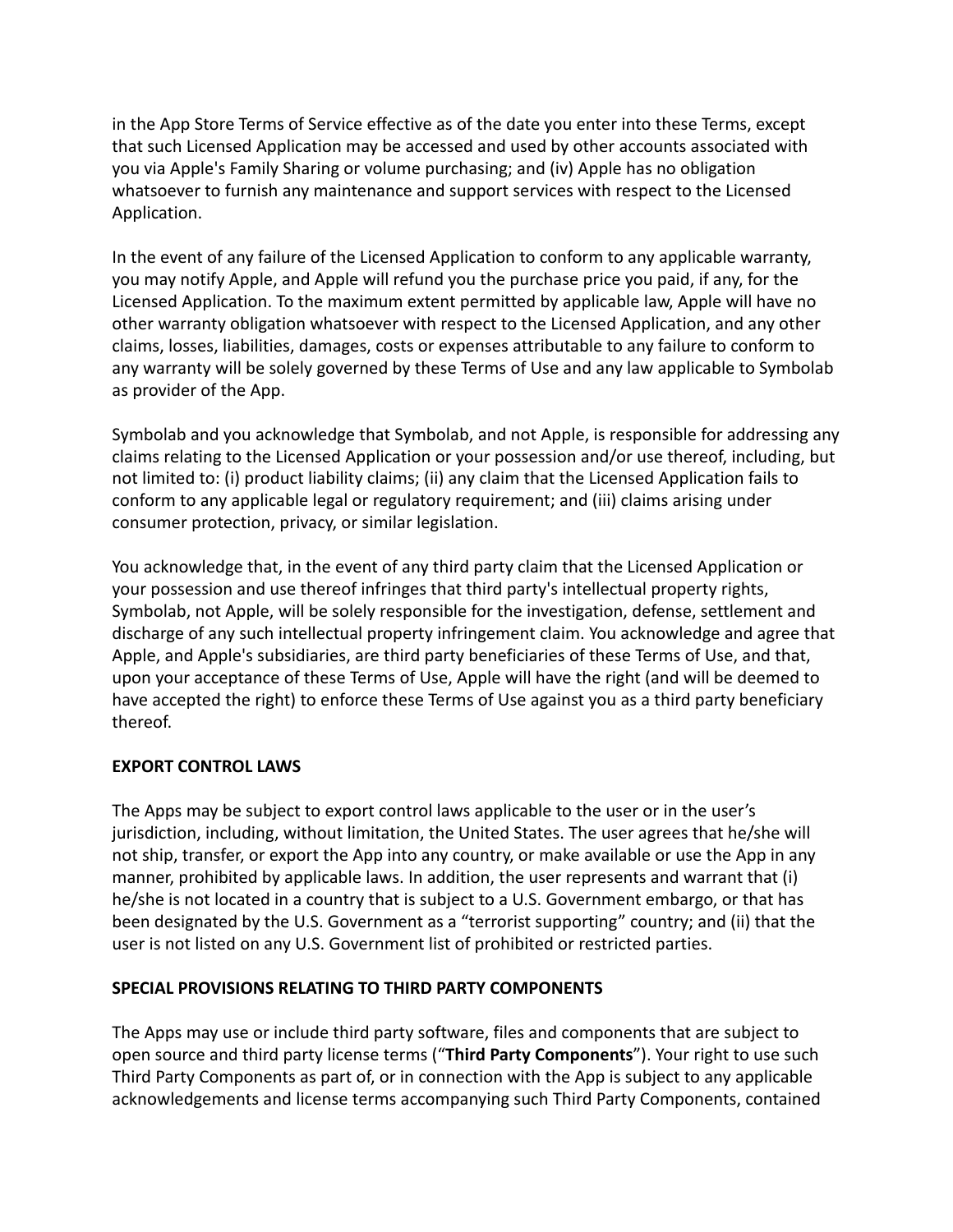in the App Store Terms of Service effective as of the date you enter into these Terms, except that such Licensed Application may be accessed and used by other accounts associated with you via Apple's Family Sharing or volume purchasing; and (iv) Apple has no obligation whatsoever to furnish any maintenance and support services with respect to the Licensed Application.

In the event of any failure of the Licensed Application to conform to any applicable warranty, you may notify Apple, and Apple will refund you the purchase price you paid, if any, for the Licensed Application. To the maximum extent permitted by applicable law, Apple will have no other warranty obligation whatsoever with respect to the Licensed Application, and any other claims, losses, liabilities, damages, costs or expenses attributable to any failure to conform to any warranty will be solely governed by these Terms of Use and any law applicable to Symbolab as provider of the App.

Symbolab and you acknowledge that Symbolab, and not Apple, is responsible for addressing any claims relating to the Licensed Application or your possession and/or use thereof, including, but not limited to: (i) product liability claims; (ii) any claim that the Licensed Application fails to conform to any applicable legal or regulatory requirement; and (iii) claims arising under consumer protection, privacy, or similar legislation.

You acknowledge that, in the event of any third party claim that the Licensed Application or your possession and use thereof infringes that third party's intellectual property rights, Symbolab, not Apple, will be solely responsible for the investigation, defense, settlement and discharge of any such intellectual property infringement claim. You acknowledge and agree that Apple, and Apple's subsidiaries, are third party beneficiaries of these Terms of Use, and that, upon your acceptance of these Terms of Use, Apple will have the right (and will be deemed to have accepted the right) to enforce these Terms of Use against you as a third party beneficiary thereof.

**EXPORT CONTROL LAWS**

The Apps may be subject to export control laws applicable to the user or in the user's jurisdiction, including, without limitation, the United States. The user agrees that he/she will not ship, transfer, or export the App into any country, or make available or use the App in any manner, prohibited by applicable laws. In addition, the user represents and warrant that (i) he/she is not located in a country that is subject to a U.S. Government embargo, or that has been designated by the U.S. Government as a "terrorist supporting" country; and (ii) that the user is not listed on any U.S. Government list of prohibited or restricted parties.

**SPECIAL PROVISIONS RELATING TO THIRD PARTY COMPONENTS**

The Apps may use or include third party software, files and components that are subject to open source and third party license terms ("**Third Party Components**"). Your right to use such Third Party Components as part of, or in connection with the App is subject to any applicable acknowledgements and license terms accompanying such Third Party Components, contained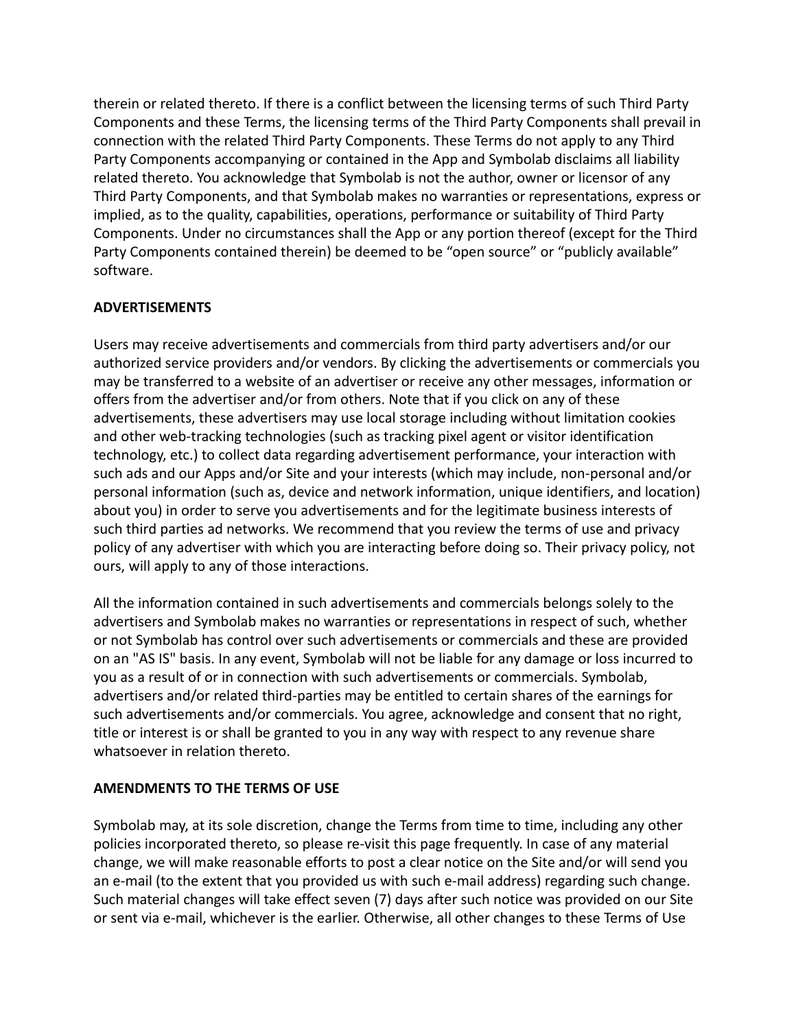therein or related thereto. If there is a conflict between the licensing terms of such Third Party Components and these Terms, the licensing terms of the Third Party Components shall prevail in connection with the related Third Party Components. These Terms do not apply to any Third Party Components accompanying or contained in the App and Symbolab disclaims all liability related thereto. You acknowledge that Symbolab is not the author, owner or licensor of any Third Party Components, and that Symbolab makes no warranties or representations, express or implied, as to the quality, capabilities, operations, performance or suitability of Third Party Components. Under no circumstances shall the App or any portion thereof (except for the Third Party Components contained therein) be deemed to be "open source" or "publicly available" software.

**ADVERTISEMENTS**

Users may receive advertisements and commercials from third party advertisers and/or our authorized service providers and/or vendors. By clicking the advertisements or commercials you may be transferred to a website of an advertiser or receive any other messages, information or offers from the advertiser and/or from others. Note that if you click on any of these advertisements, these advertisers may use local storage including without limitation cookies and other web-tracking technologies (such as tracking pixel agent or visitor identification technology, etc.) to collect data regarding advertisement performance, your interaction with such ads and our Apps and/or Site and your interests (which may include, non-personal and/or personal information (such as, device and network information, unique identifiers, and location) about you) in order to serve you advertisements and for the legitimate business interests of such third parties ad networks. We recommend that you review the terms of use and privacy policy of any advertiser with which you are interacting before doing so. Their privacy policy, not ours, will apply to any of those interactions.

All the information contained in such advertisements and commercials belongs solely to the advertisers and Symbolab makes no warranties or representations in respect of such, whether or not Symbolab has control over such advertisements or commercials and these are provided on an "AS IS" basis. In any event, Symbolab will not be liable for any damage or loss incurred to you as a result of or in connection with such advertisements or commercials. Symbolab, advertisers and/or related third-parties may be entitled to certain shares of the earnings for such advertisements and/or commercials. You agree, acknowledge and consent that no right, title or interest is or shall be granted to you in any way with respect to any revenue share whatsoever in relation thereto.

**AMENDMENTS TO THE TERMS OF USE**

Symbolab may, at its sole discretion, change the Terms from time to time, including any other policies incorporated thereto, so please re-visit this page frequently. In case of any material change, we will make reasonable efforts to post a clear notice on the Site and/or will send you an e-mail (to the extent that you provided us with such e-mail address) regarding such change. Such material changes will take effect seven (7) days after such notice was provided on our Site or sent via e-mail, whichever is the earlier. Otherwise, all other changes to these Terms of Use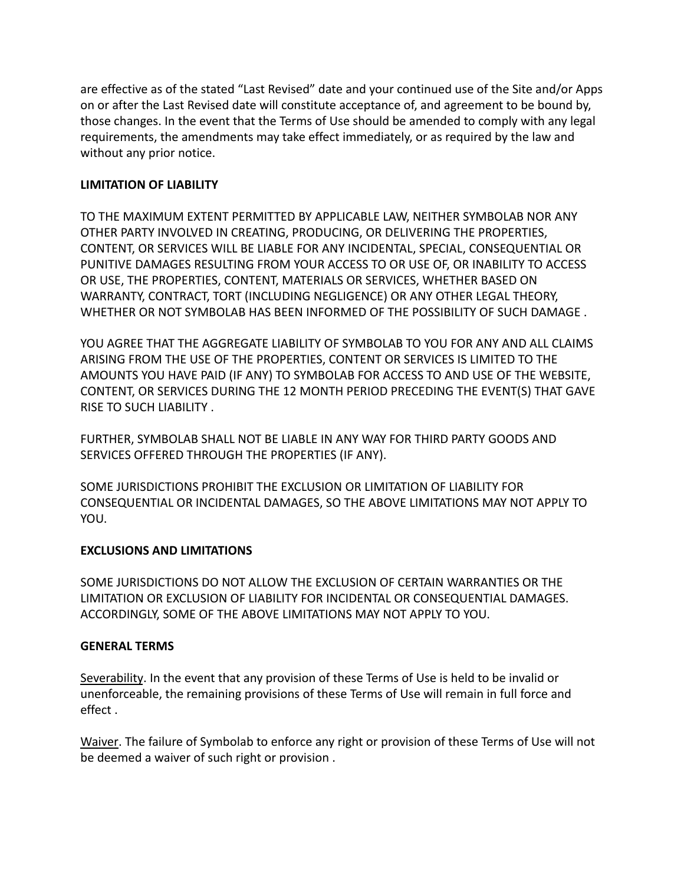are effective as of the stated “Last Revised” date and your continued use of the Site and/or Apps on or after the Last Revised date will constitute acceptance of, and agreement to be bound by, those changes. In the event that the Terms of Use should be amended to comply with any legal requirements, the amendments may take effect immediately, or as required by the law and without any prior notice.

**LIMITATION OF LIABILITY**

TO THE MAXIMUM EXTENT PERMITTED BY APPLICABLE LAW, NEITHER SYMBOLAB NOR ANY OTHER PARTY INVOLVED IN CREATING, PRODUCING, OR DELIVERING THE PROPERTIES, CONTENT, OR SERVICES WILL BE LIABLE FOR ANY INCIDENTAL, SPECIAL, CONSEQUENTIAL OR PUNITIVE DAMAGES RESULTING FROM YOUR ACCESS TO OR USE OF, OR INABILITY TO ACCESS OR USE, THE PROPERTIES, CONTENT, MATERIALS OR SERVICES, WHETHER BASED ON WARRANTY, CONTRACT, TORT (INCLUDING NEGLIGENCE) OR ANY OTHER LEGAL THEORY, WHETHER OR NOT SYMBOLAB HAS BEEN INFORMED OF THE POSSIBILITY OF SUCH DAMAGE .

YOU AGREE THAT THE AGGREGATE LIABILITY OF SYMBOLAB TO YOU FOR ANY AND ALL CLAIMS ARISING FROM THE USE OF THE PROPERTIES, CONTENT OR SERVICES IS LIMITED TO THE AMOUNTS YOU HAVE PAID (IF ANY) TO SYMBOLAB FOR ACCESS TO AND USE OF THE WEBSITE, CONTENT, OR SERVICES DURING THE 12 MONTH PERIOD PRECEDING THE EVENT(S) THAT GAVE RISE TO SUCH LIABILITY .

FURTHER, SYMBOLAB SHALL NOT BE LIABLE IN ANY WAY FOR THIRD PARTY GOODS AND SERVICES OFFERED THROUGH THE PROPERTIES (IF ANY).

SOME JURISDICTIONS PROHIBIT THE EXCLUSION OR LIMITATION OF LIABILITY FOR CONSEQUENTIAL OR INCIDENTAL DAMAGES, SO THE ABOVE LIMITATIONS MAY NOT APPLY TO YOU.

**EXCLUSIONS AND LIMITATIONS**

SOME JURISDICTIONS DO NOT ALLOW THE EXCLUSION OF CERTAIN WARRANTIES OR THE LIMITATION OR EXCLUSION OF LIABILITY FOR INCIDENTAL OR CONSEQUENTIAL DAMAGES. ACCORDINGLY, SOME OF THE ABOVE LIMITATIONS MAY NOT APPLY TO YOU.

**GENERAL TERMS**

<u>Severability</u>. In the event that any provision of these Terms of Use is held to be invalid or unenforceable, the remaining provisions of these Terms of Use will remain in full force and effect .

<u>Waiver</u>. The failure of Symbolab to enforce any right or provision of these Terms of Use will not be deemed a waiver of such right or provision .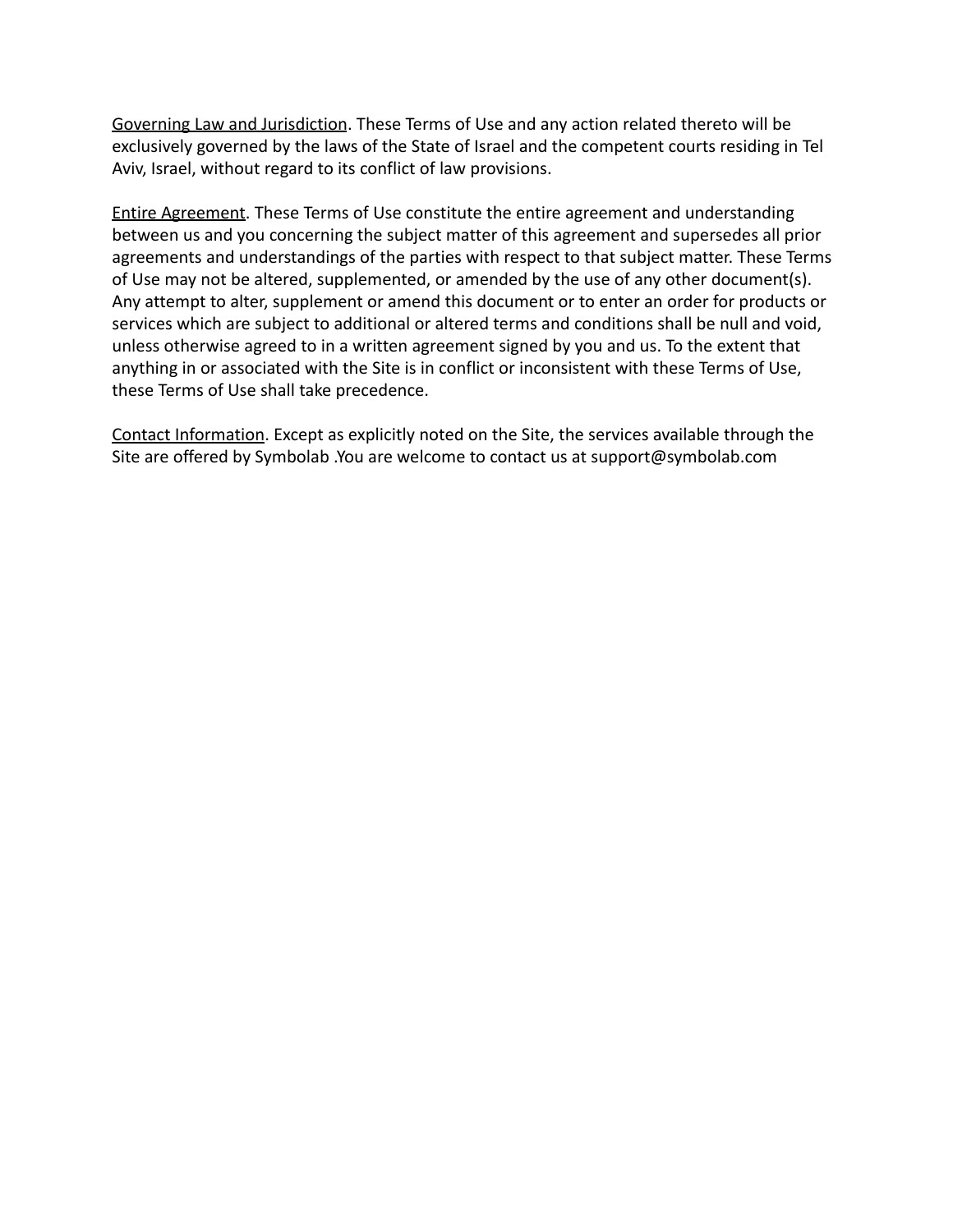<u>Governing Law and Jurisdiction</u>. These Terms of Use and any action related thereto will be exclusively governed by the laws of the State of Israel and the competent courts residing in Tel Aviv, Israel, without regard to its conflict of law provisions.

<u>Entire Agreement</u>. These Terms of Use constitute the entire agreement and understanding between us and you concerning the subject matter of this agreement and supersedes all prior agreements and understandings of the parties with respect to that subject matter. These Terms of Use may not be altered, supplemented, or amended by the use of any other document(s). Any attempt to alter, supplement or amend this document or to enter an order for products or services which are subject to additional or altered terms and conditions shall be null and void, unless otherwise agreed to in a written agreement signed by you and us. To the extent that anything in or associated with the Site is in conflict or inconsistent with these Terms of Use, these Terms of Use shall take precedence.

<u>Contact Information</u>. Except as explicitly noted on the Site, the services available through the Site are offered by Symbolab .You are welcome to contact us at support@symbolab.com